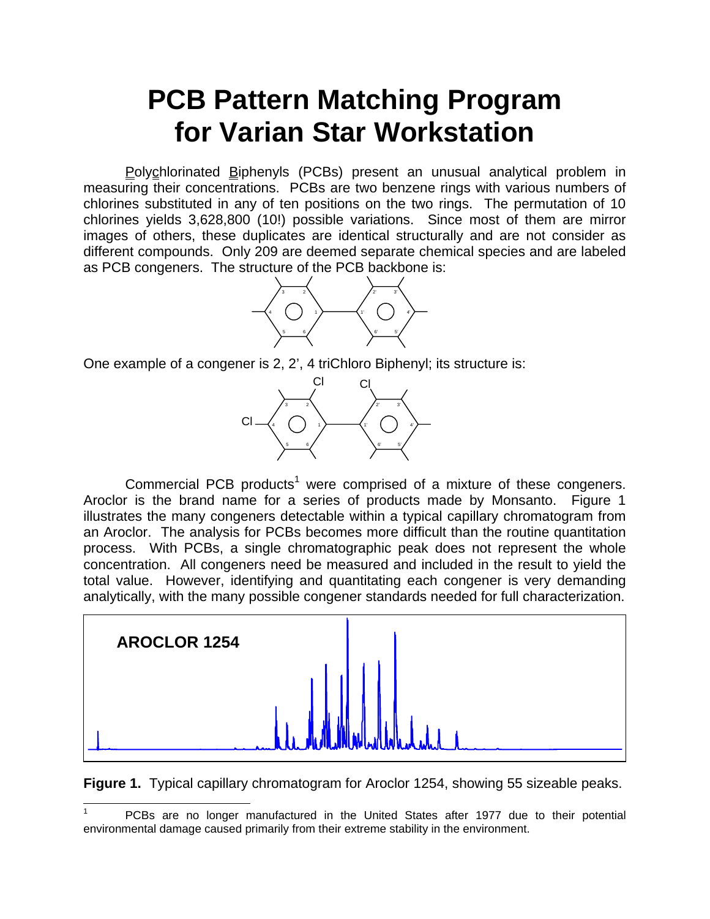# PCB Pattern Matching Program for Varian Star Workstation

Polychlorinated Biphenyls (PCBs) present an unusual analytical problem in measuring their concentrations. PCBs are two benzene rings with various numbers of chlorines substituted in any of ten positions on the two rings. The permutation of 10 chlorines yields 3,628,800 (10!) possible variations. Since most of them are mirror images of others, these duplicates are identical structurally and are not consider as different compounds. Only 209 are deemed separate chemical species and are labeled as PCB congeners. The structure of the PCB backbone is:

One example of a congener is 2, 2', 4 triChloro Biphenyl; its structure is:

Commercial PCB products[1] were comprised of a mixture of these congeners. Aroclor is the brand name for a series of products made by Monsanto. Figure 1 illustrates the many congeners detectable within a typical capillary chromatogram from an Aroclor. The analysis for PCBs becomes more difficult than the routine quantitation process. With PCBs, a single chromatographic peak does not represent the whole concentration. All congeners need be measured and included in the result to yield the total value. However, identifying and quantitating each congener is very demanding analytically, with the many possible congener standards needed for full characterization.

AROCLOR 1254

**Figure 1.** Typical capillary chromatogram for Aroclor 1254, showing 55 sizeable peaks.

[1] PCBs are no longer manufactured in the United States after 1977 due to their potential environmental damage caused primarily from their extreme stability in the environment.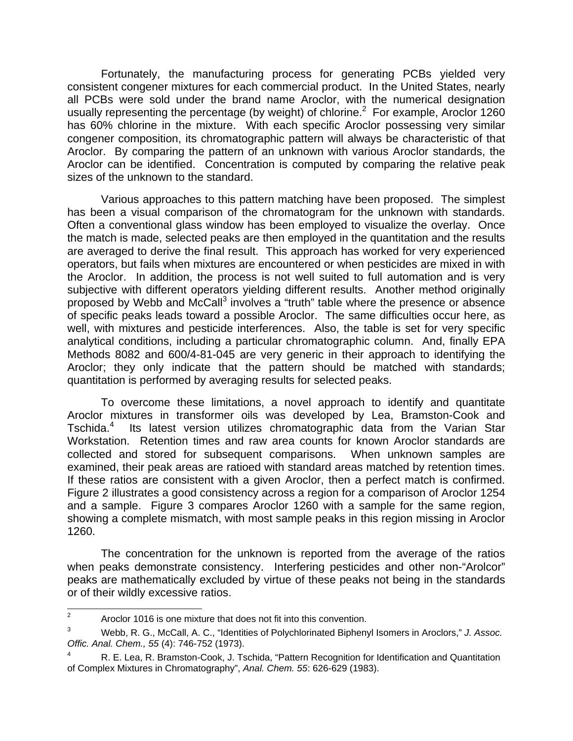Fortunately, the manufacturing process for generating PCBs yielded very consistent congener mixtures for each commercial product. In the United States, nearly all PCBs were sold under the brand name Aroclor, with the numerical designation usually representing the percentage (by weight) of chlorine.[2] For example, Aroclor 1260 has 60% chlorine in the mixture. With each specific Aroclor possessing very similar congener composition, its chromatographic pattern will always be characteristic of that Aroclor. By comparing the pattern of an unknown with various Aroclor standards, the Aroclor can be identified. Concentration is computed by comparing the relative peak sizes of the unknown to the standard.

Various approaches to this pattern matching have been proposed. The simplest has been a visual comparison of the chromatogram for the unknown with standards. Often a conventional glass window has been employed to visualize the overlay. Once the match is made, selected peaks are then employed in the quantitation and the results are averaged to derive the final result. This approach has worked for very experienced operators, but fails when mixtures are encountered or when pesticides are mixed in with the Aroclor. In addition, the process is not well suited to full automation and is very subjective with different operators yielding different results. Another method originally proposed by Webb and McCall[3] involves a "truth" table where the presence or absence of specific peaks leads toward a possible Aroclor. The same difficulties occur here, as well, with mixtures and pesticide interferences. Also, the table is set for very specific analytical conditions, including a particular chromatographic column. And, finally EPA Methods 8082 and 600/4-81-045 are very generic in their approach to identifying the Aroclor; they only indicate that the pattern should be matched with standards; quantitation is performed by averaging results for selected peaks.

To overcome these limitations, a novel approach to identify and quantitate Aroclor mixtures in transformer oils was developed by Lea, Bramston-Cook and Tschida.[4] Its latest version utilizes chromatographic data from the Varian Star Workstation. Retention times and raw area counts for known Aroclor standards are collected and stored for subsequent comparisons. When unknown samples are examined, their peak areas are ratioed with standard areas matched by retention times. If these ratios are consistent with a given Aroclor, then a perfect match is confirmed. Figure 2 illustrates a good consistency across a region for a comparison of Aroclor 1254 and a sample. Figure 3 compares Aroclor 1260 with a sample for the same region, showing a complete mismatch, with most sample peaks in this region missing in Aroclor 1260.

The concentration for the unknown is reported from the average of the ratios when peaks demonstrate consistency. Interfering pesticides and other non-"Arolcor" peaks are mathematically excluded by virtue of these peaks not being in the standards or of their wildly excessive ratios.

---

[2] Aroclor 1016 is one mixture that does not fit into this convention.

[3] Webb, R. G., McCall, A. C., "Identities of Polychlorinated Biphenyl Isomers in Aroclors," *J. Assoc. Offic. Anal. Chem., 55* (4): 746-752 (1973).

[4] R. E. Lea, R. Bramston-Cook, J. Tschida, "Pattern Recognition for Identification and Quantitation of Complex Mixtures in Chromatography", *Anal. Chem. 55*: 626-629 (1983).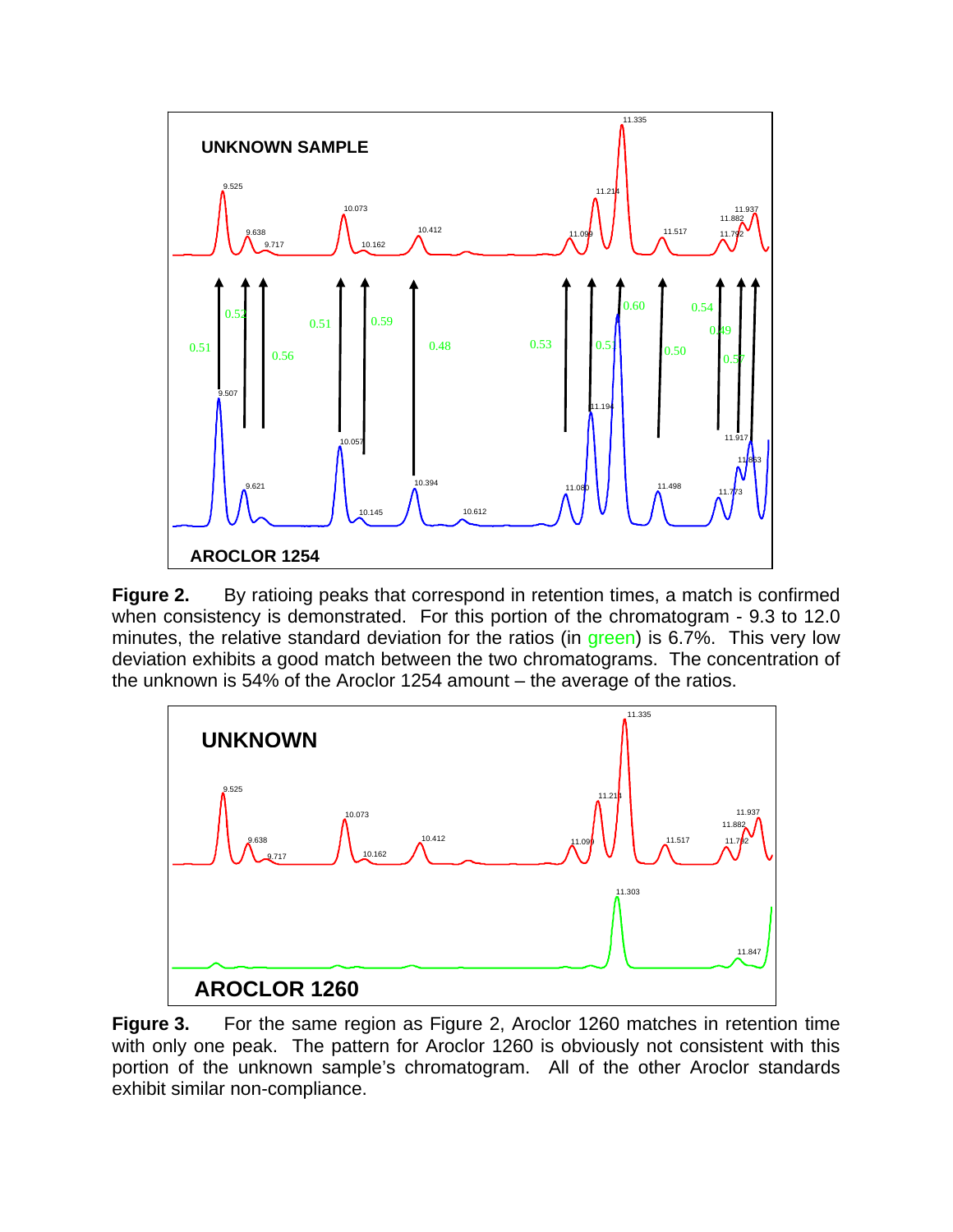**Figure 2.** By ratioing peaks that correspond in retention times, a match is confirmed when consistency is demonstrated. For this portion of the chromatogram - 9.3 to 12.0 minutes, the relative standard deviation for the ratios (in green) is 6.7%. This very low deviation exhibits a good match between the two chromatograms. The concentration of the unknown is 54% of the Aroclor 1254 amount – the average of the ratios.

**Figure 3.** For the same region as Figure 2, Aroclor 1260 matches in retention time with only one peak. The pattern for Aroclor 1260 is obviously not consistent with this portion of the unknown sample's chromatogram. All of the other Aroclor standards exhibit similar non-compliance.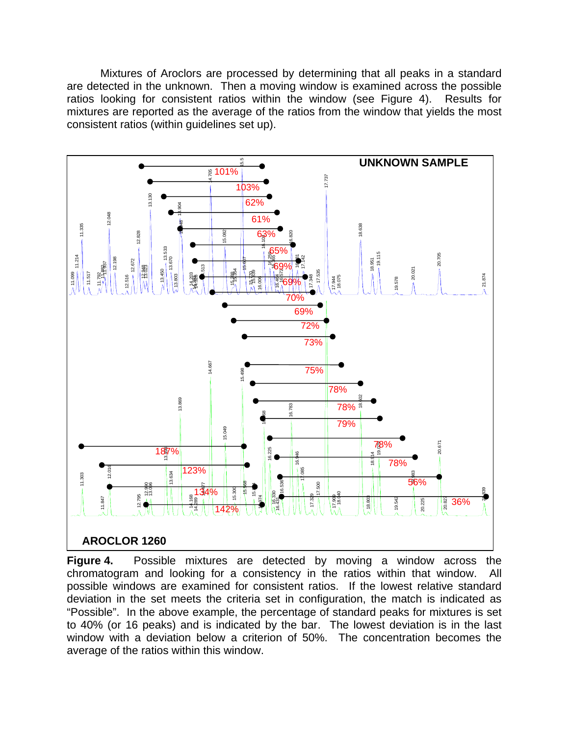Mixtures of Aroclors are processed by determining that all peaks in a standard are detected in the unknown. Then a moving window is examined across the possible ratios looking for consistent ratios within the window (see Figure 4). Results for mixtures are reported as the average of the ratios from the window that yields the most consistent ratios (within guidelines set up).

**Figure 4.** Possible mixtures are detected by moving a window across the chromatogram and looking for a consistency in the ratios within that window. All possible windows are examined for consistent ratios. If the lowest relative standard deviation in the set meets the criteria set in configuration, the match is indicated as "Possible". In the above example, the percentage of standard peaks for mixtures is set to 40% (or 16 peaks) and is indicated by the bar. The lowest deviation is in the last window with a deviation below a criterion of 50%. The concentration becomes the average of the ratios within this window.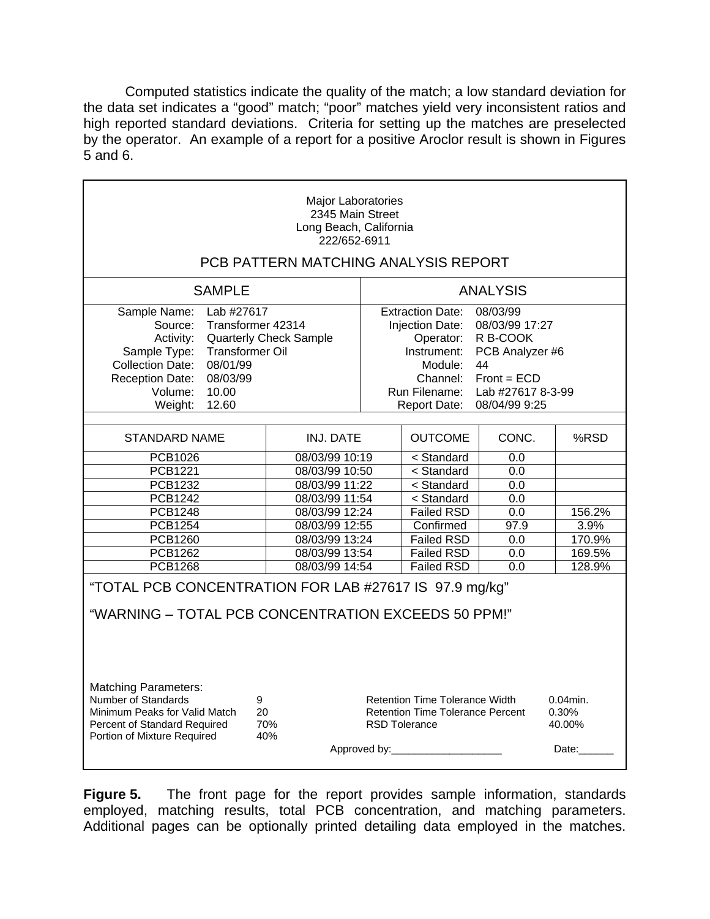Computed statistics indicate the quality of the match; a low standard deviation for the data set indicates a "good" match; "poor" matches yield very inconsistent ratios and high reported standard deviations. Criteria for setting up the matches are preselected by the operator. An example of a report for a positive Aroclor result is shown in Figures 5 and 6.

Major Laboratories
2345 Main Street
Long Beach, California
222/652-6911

PCB PATTERN MATCHING ANALYSIS REPORT

| SAMPLE | | ANALYSIS | |
|---|---|---|---|
| Sample Name: | Lab #27617 | Extraction Date: | 08/03/99 |
| Source: | Transformer 42314 | Injection Date: | 08/03/99 17:27 |
| Activity: | Quarterly Check Sample | Operator: | R B-COOK |
| Sample Type: | Transformer Oil | Instrument: | PCB Analyzer #6 |
| Collection Date: | 08/01/99 | Module: | 44 |
| Reception Date: | 08/03/99 | Channel: | Front = ECD |
| Volume: | 10.00 | Run Filename: | Lab #27617 8-3-99 |
| Weight: | 12.60 | Report Date: | 08/04/99 9:25 |

| STANDARD NAME | INJ. DATE | OUTCOME | CONC. | %RSD |
|---|---|---|---|---|
| PCB1026 | 08/03/99 10:19 | < Standard | 0.0 | |
| PCB1221 | 08/03/99 10:50 | < Standard | 0.0 | |
| PCB1232 | 08/03/99 11:22 | < Standard | 0.0 | |
| PCB1242 | 08/03/99 11:54 | < Standard | 0.0 | |
| PCB1248 | 08/03/99 12:24 | Failed RSD | 0.0 | 156.2% |
| PCB1254 | 08/03/99 12:55 | Confirmed | 97.9 | 3.9% |
| PCB1260 | 08/03/99 13:24 | Failed RSD | 0.0 | 170.9% |
| PCB1262 | 08/03/99 13:54 | Failed RSD | 0.0 | 169.5% |
| PCB1268 | 08/03/99 14:54 | Failed RSD | 0.0 | 128.9% |

"TOTAL PCB CONCENTRATION FOR LAB #27617 IS 97.9 mg/kg"

"WARNING – TOTAL PCB CONCENTRATION EXCEEDS 50 PPM!"

Matching Parameters:

| | | | |
|---|---|---|---|
| Number of Standards | 9 | Retention Time Tolerance Width | 0.04min. |
| Minimum Peaks for Valid Match | 20 | Retention Time Tolerance Percent | 0.30% |
| Percent of Standard Required | 70% | RSD Tolerance | 40.00% |
| Portion of Mixture Required | 40% | | |

Approved by:____________________ Date:______

**Figure 5.** The front page for the report provides sample information, standards employed, matching results, total PCB concentration, and matching parameters. Additional pages can be optionally printed detailing data employed in the matches.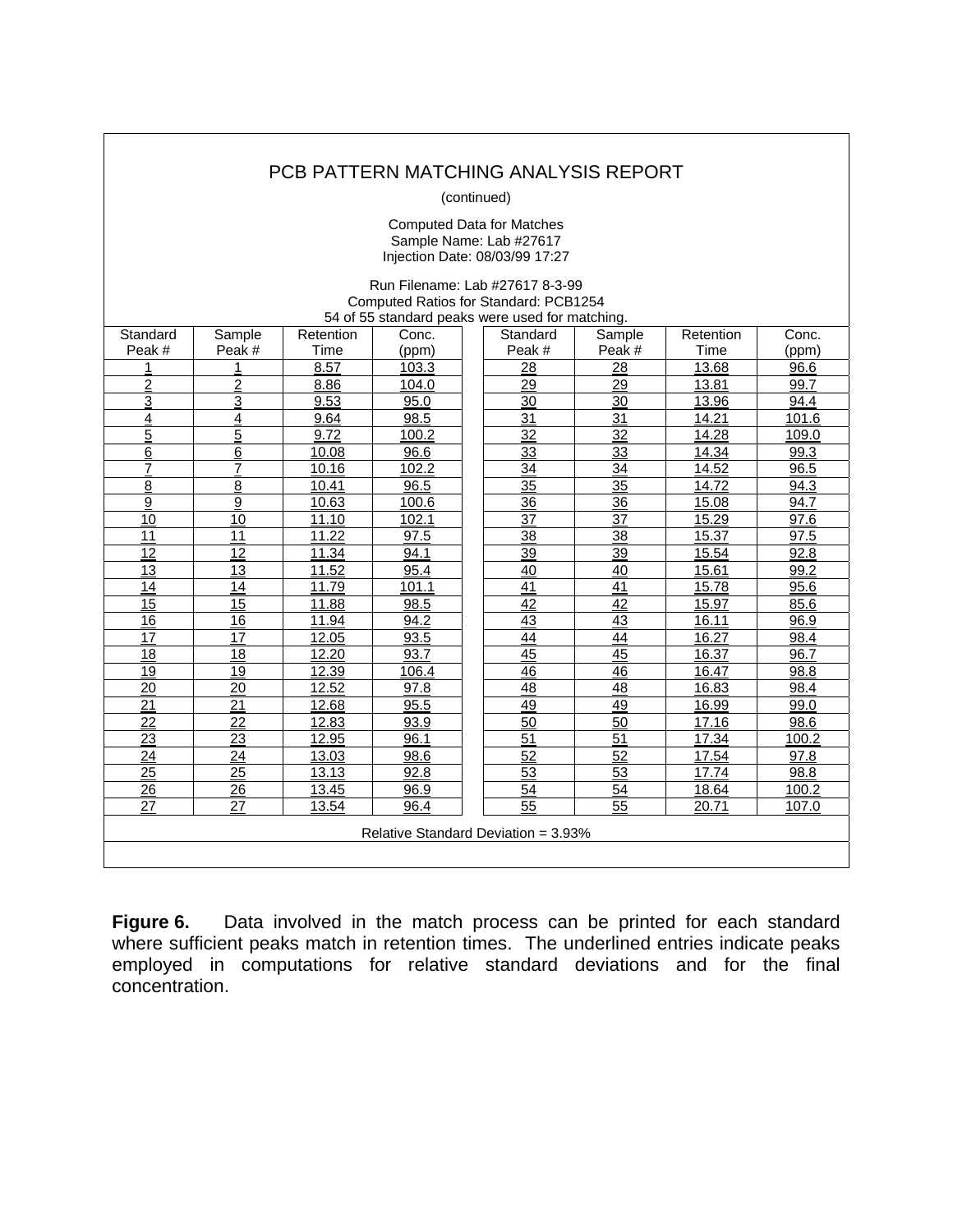## PCB PATTERN MATCHING ANALYSIS REPORT

(continued)

Computed Data for Matches
Sample Name: Lab #27617
Injection Date: 08/03/99 17:27

Run Filename: Lab #27617 8-3-99
Computed Ratios for Standard: PCB1254
54 of 55 standard peaks were used for matching.

| Standard Peak # | Sample Peak # | Retention Time | Conc. (ppm) | Standard Peak # | Sample Peak # | Retention Time | Conc. (ppm) |
|---|---|---|---|---|---|---|---|
| 1 | 1 | 8.57 | 103.3 | 28 | 28 | 13.68 | 96.6 |
| 2 | 2 | 8.86 | 104.0 | 29 | 29 | 13.81 | 99.7 |
| 3 | 3 | 9.53 | 95.0 | 30 | 30 | 13.96 | 94.4 |
| 4 | 4 | 9.64 | 98.5 | 31 | 31 | 14.21 | 101.6 |
| 5 | 5 | 9.72 | 100.2 | 32 | 32 | 14.28 | 109.0 |
| 6 | 6 | 10.08 | 96.6 | 33 | 33 | 14.34 | 99.3 |
| 7 | 7 | 10.16 | 102.2 | 34 | 34 | 14.52 | 96.5 |
| 8 | 8 | 10.41 | 96.5 | 35 | 35 | 14.72 | 94.3 |
| 9 | 9 | 10.63 | 100.6 | 36 | 36 | 15.08 | 94.7 |
| 10 | 10 | 11.10 | 102.1 | 37 | 37 | 15.29 | 97.6 |
| 11 | 11 | 11.22 | 97.5 | 38 | 38 | 15.37 | 97.5 |
| 12 | 12 | 11.34 | 94.1 | 39 | 39 | 15.54 | 92.8 |
| 13 | 13 | 11.52 | 95.4 | 40 | 40 | 15.61 | 99.2 |
| 14 | 14 | 11.79 | 101.1 | 41 | 41 | 15.78 | 95.6 |
| 15 | 15 | 11.88 | 98.5 | 42 | 42 | 15.97 | 85.6 |
| 16 | 16 | 11.94 | 94.2 | 43 | 43 | 16.11 | 96.9 |
| 17 | 17 | 12.05 | 93.5 | 44 | 44 | 16.27 | 98.4 |
| 18 | 18 | 12.20 | 93.7 | 45 | 45 | 16.37 | 96.7 |
| 19 | 19 | 12.39 | 106.4 | 46 | 46 | 16.47 | 98.8 |
| 20 | 20 | 12.52 | 97.8 | 48 | 48 | 16.83 | 98.4 |
| 21 | 21 | 12.68 | 95.5 | 49 | 49 | 16.99 | 99.0 |
| 22 | 22 | 12.83 | 93.9 | 50 | 50 | 17.16 | 98.6 |
| 23 | 23 | 12.95 | 96.1 | 51 | 51 | 17.34 | 100.2 |
| 24 | 24 | 13.03 | 98.6 | 52 | 52 | 17.54 | 97.8 |
| 25 | 25 | 13.13 | 92.8 | 53 | 53 | 17.74 | 98.8 |
| 26 | 26 | 13.45 | 96.9 | 54 | 54 | 18.64 | 100.2 |
| 27 | 27 | 13.54 | 96.4 | 55 | 55 | 20.71 | 107.0 |

Relative Standard Deviation = 3.93%

**Figure 6.** Data involved in the match process can be printed for each standard where sufficient peaks match in retention times. The underlined entries indicate peaks employed in computations for relative standard deviations and for the final concentration.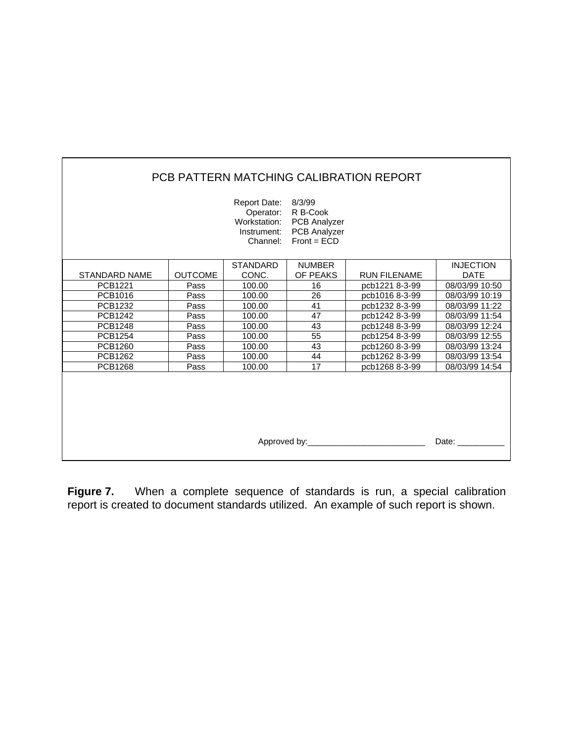## PCB PATTERN MATCHING CALIBRATION REPORT

Report Date: 8/3/99
Operator: R B-Cook
Workstation: PCB Analyzer
Instrument: PCB Analyzer
Channel: Front = ECD

| STANDARD NAME | OUTCOME | STANDARD CONC. | NUMBER OF PEAKS | RUN FILENAME | INJECTION DATE |
|---|---|---|---|---|---|
| PCB1221 | Pass | 100.00 | 16 | pcb1221 8-3-99 | 08/03/99 10:50 |
| PCB1016 | Pass | 100.00 | 26 | pcb1016 8-3-99 | 08/03/99 10:19 |
| PCB1232 | Pass | 100.00 | 41 | pcb1232 8-3-99 | 08/03/99 11:22 |
| PCB1242 | Pass | 100.00 | 47 | pcb1242 8-3-99 | 08/03/99 11:54 |
| PCB1248 | Pass | 100.00 | 43 | pcb1248 8-3-99 | 08/03/99 12:24 |
| PCB1254 | Pass | 100.00 | 55 | pcb1254 8-3-99 | 08/03/99 12:55 |
| PCB1260 | Pass | 100.00 | 43 | pcb1260 8-3-99 | 08/03/99 13:24 |
| PCB1262 | Pass | 100.00 | 44 | pcb1262 8-3-99 | 08/03/99 13:54 |
| PCB1268 | Pass | 100.00 | 17 | pcb1268 8-3-99 | 08/03/99 14:54 |

Approved by:_________________________ Date: __________

**Figure 7.** When a complete sequence of standards is run, a special calibration report is created to document standards utilized. An example of such report is shown.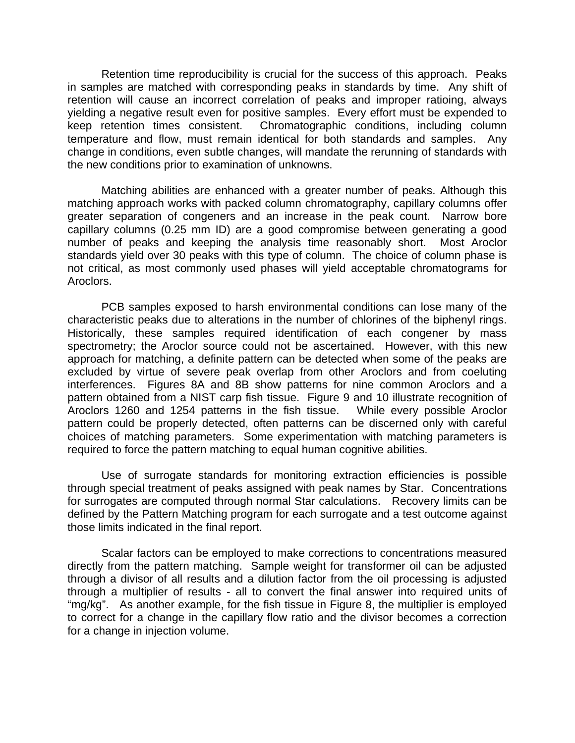Retention time reproducibility is crucial for the success of this approach. Peaks in samples are matched with corresponding peaks in standards by time. Any shift of retention will cause an incorrect correlation of peaks and improper ratioing, always yielding a negative result even for positive samples. Every effort must be expended to keep retention times consistent. Chromatographic conditions, including column temperature and flow, must remain identical for both standards and samples. Any change in conditions, even subtle changes, will mandate the rerunning of standards with the new conditions prior to examination of unknowns.

Matching abilities are enhanced with a greater number of peaks. Although this matching approach works with packed column chromatography, capillary columns offer greater separation of congeners and an increase in the peak count. Narrow bore capillary columns (0.25 mm ID) are a good compromise between generating a good number of peaks and keeping the analysis time reasonably short. Most Aroclor standards yield over 30 peaks with this type of column. The choice of column phase is not critical, as most commonly used phases will yield acceptable chromatograms for Aroclors.

PCB samples exposed to harsh environmental conditions can lose many of the characteristic peaks due to alterations in the number of chlorines of the biphenyl rings. Historically, these samples required identification of each congener by mass spectrometry; the Aroclor source could not be ascertained. However, with this new approach for matching, a definite pattern can be detected when some of the peaks are excluded by virtue of severe peak overlap from other Aroclors and from coeluting interferences. Figures 8A and 8B show patterns for nine common Aroclors and a pattern obtained from a NIST carp fish tissue. Figure 9 and 10 illustrate recognition of Aroclors 1260 and 1254 patterns in the fish tissue. While every possible Aroclor pattern could be properly detected, often patterns can be discerned only with careful choices of matching parameters. Some experimentation with matching parameters is required to force the pattern matching to equal human cognitive abilities.

Use of surrogate standards for monitoring extraction efficiencies is possible through special treatment of peaks assigned with peak names by Star. Concentrations for surrogates are computed through normal Star calculations. Recovery limits can be defined by the Pattern Matching program for each surrogate and a test outcome against those limits indicated in the final report.

Scalar factors can be employed to make corrections to concentrations measured directly from the pattern matching. Sample weight for transformer oil can be adjusted through a divisor of all results and a dilution factor from the oil processing is adjusted through a multiplier of results - all to convert the final answer into required units of "mg/kg". As another example, for the fish tissue in Figure 8, the multiplier is employed to correct for a change in the capillary flow ratio and the divisor becomes a correction for a change in injection volume.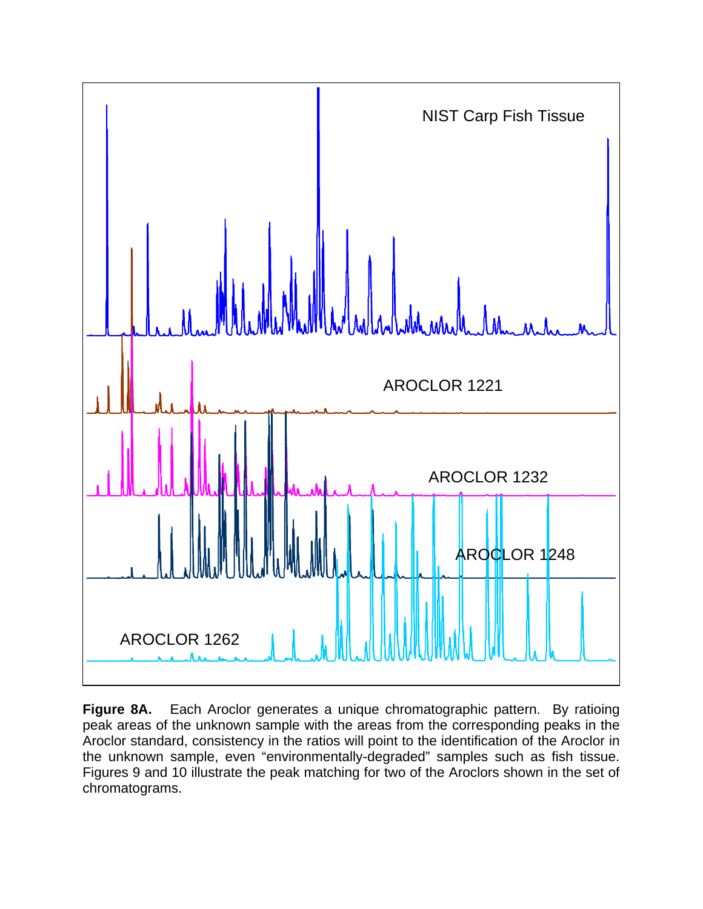**Figure 8A.** Each Aroclor generates a unique chromatographic pattern. By ratioing peak areas of the unknown sample with the areas from the corresponding peaks in the Aroclor standard, consistency in the ratios will point to the identification of the Aroclor in the unknown sample, even "environmentally-degraded" samples such as fish tissue. Figures 9 and 10 illustrate the peak matching for two of the Aroclors shown in the set of chromatograms.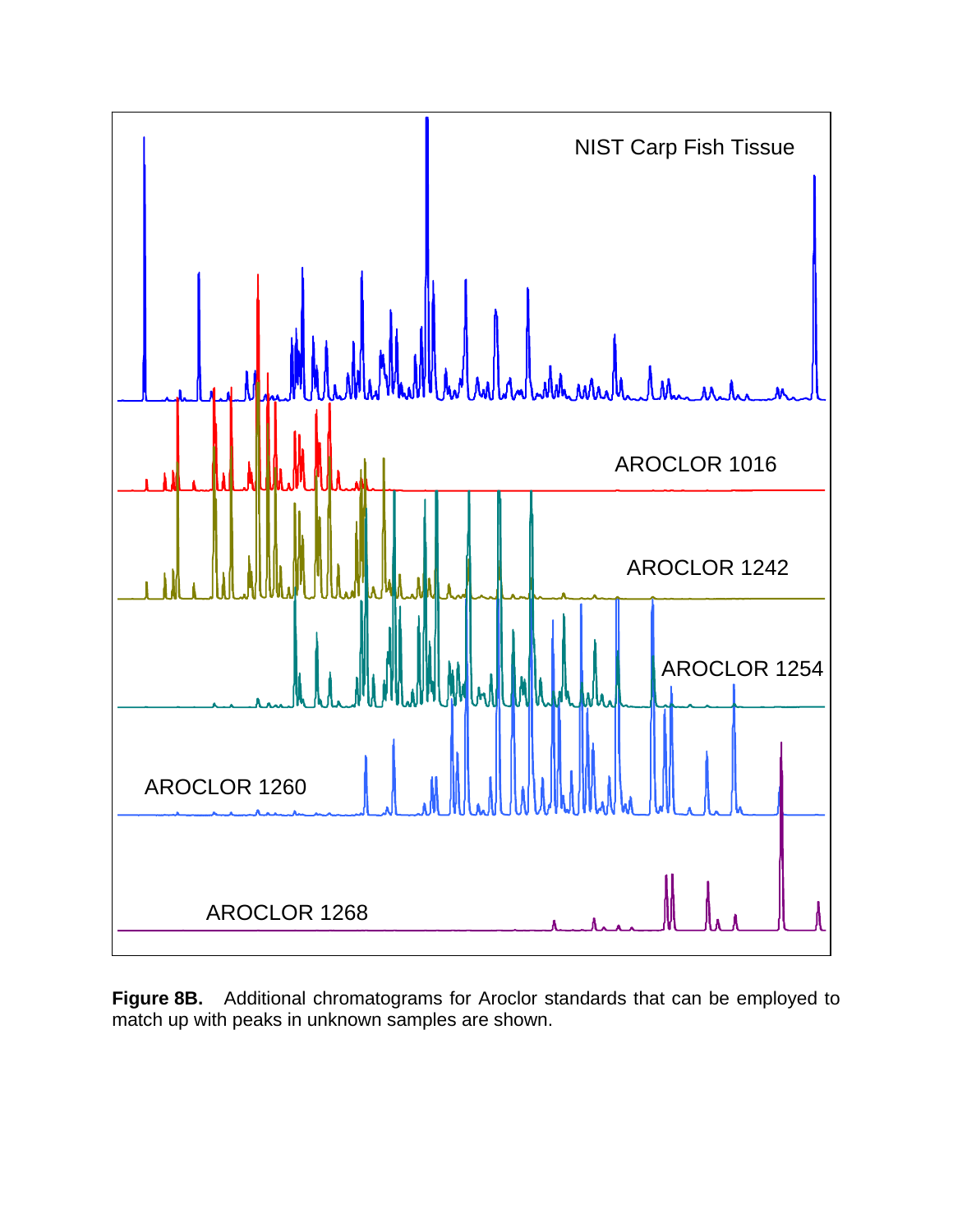**Figure 8B.** Additional chromatograms for Aroclor standards that can be employed to match up with peaks in unknown samples are shown.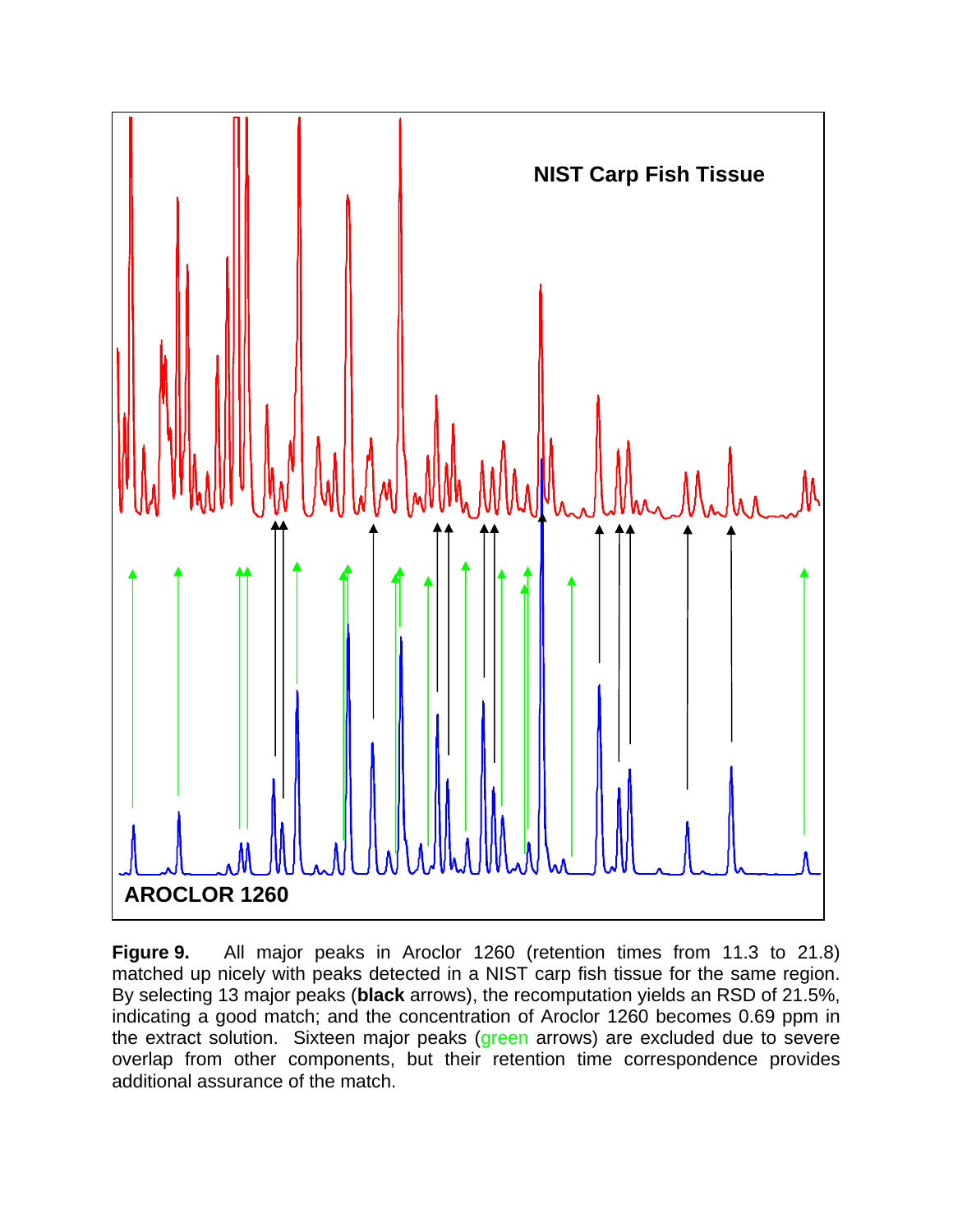**Figure 9.** All major peaks in Aroclor 1260 (retention times from 11.3 to 21.8) matched up nicely with peaks detected in a NIST carp fish tissue for the same region. By selecting 13 major peaks (**black** arrows), the recomputation yields an RSD of 21.5%, indicating a good match; and the concentration of Aroclor 1260 becomes 0.69 ppm in the extract solution. Sixteen major peaks (green arrows) are excluded due to severe overlap from other components, but their retention time correspondence provides additional assurance of the match.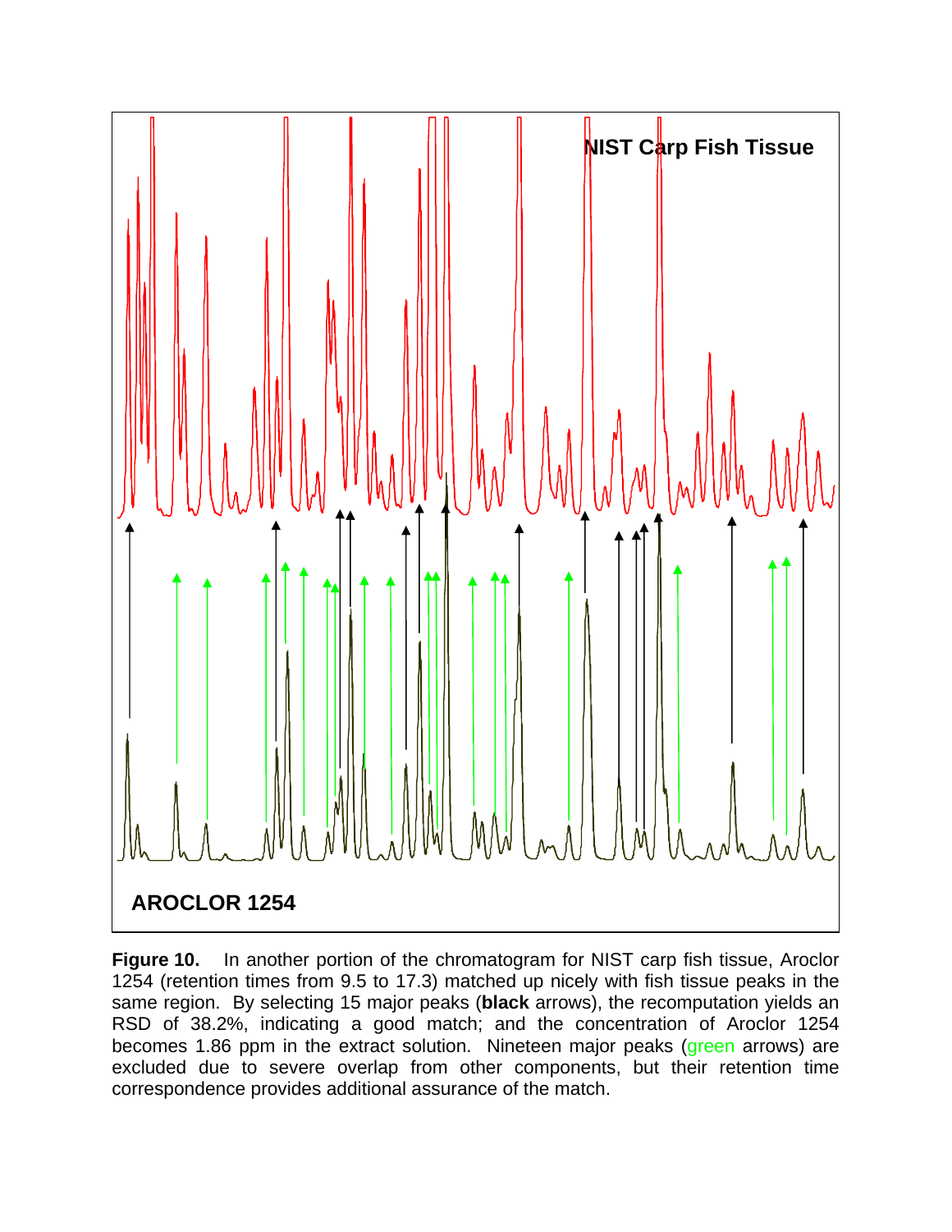NIST Carp Fish Tissue

AROCLOR 1254

**Figure 10.** In another portion of the chromatogram for NIST carp fish tissue, Aroclor 1254 (retention times from 9.5 to 17.3) matched up nicely with fish tissue peaks in the same region. By selecting 15 major peaks (**black** arrows), the recomputation yields an RSD of 38.2%, indicating a good match; and the concentration of Aroclor 1254 becomes 1.86 ppm in the extract solution. Nineteen major peaks (green arrows) are excluded due to severe overlap from other components, but their retention time correspondence provides additional assurance of the match.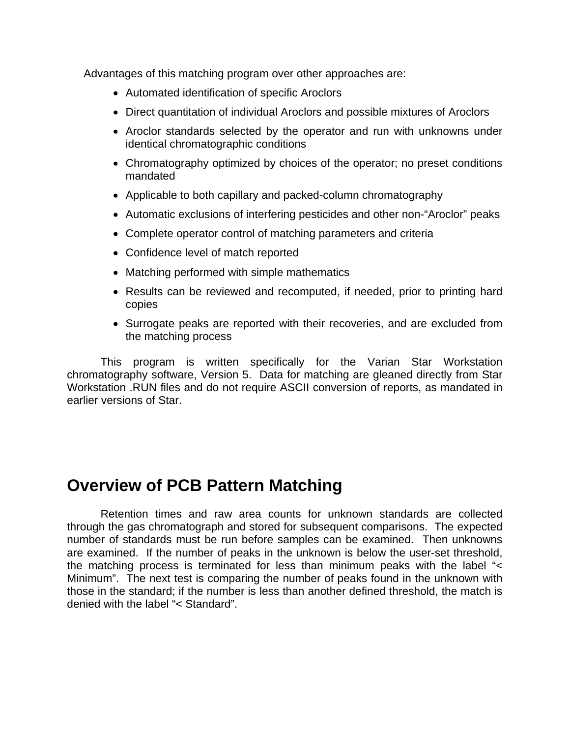Advantages of this matching program over other approaches are:

- Automated identification of specific Aroclors
- Direct quantitation of individual Aroclors and possible mixtures of Aroclors
- Aroclor standards selected by the operator and run with unknowns under identical chromatographic conditions
- Chromatography optimized by choices of the operator; no preset conditions mandated
- Applicable to both capillary and packed-column chromatography
- Automatic exclusions of interfering pesticides and other non-“Aroclor” peaks
- Complete operator control of matching parameters and criteria
- Confidence level of match reported
- Matching performed with simple mathematics
- Results can be reviewed and recomputed, if needed, prior to printing hard copies
- Surrogate peaks are reported with their recoveries, and are excluded from the matching process

This program is written specifically for the Varian Star Workstation chromatography software, Version 5. Data for matching are gleaned directly from Star Workstation .RUN files and do not require ASCII conversion of reports, as mandated in earlier versions of Star.

## Overview of PCB Pattern Matching

Retention times and raw area counts for unknown standards are collected through the gas chromatograph and stored for subsequent comparisons. The expected number of standards must be run before samples can be examined. Then unknowns are examined. If the number of peaks in the unknown is below the user-set threshold, the matching process is terminated for less than minimum peaks with the label “< Minimum”. The next test is comparing the number of peaks found in the unknown with those in the standard; if the number is less than another defined threshold, the match is denied with the label “< Standard”.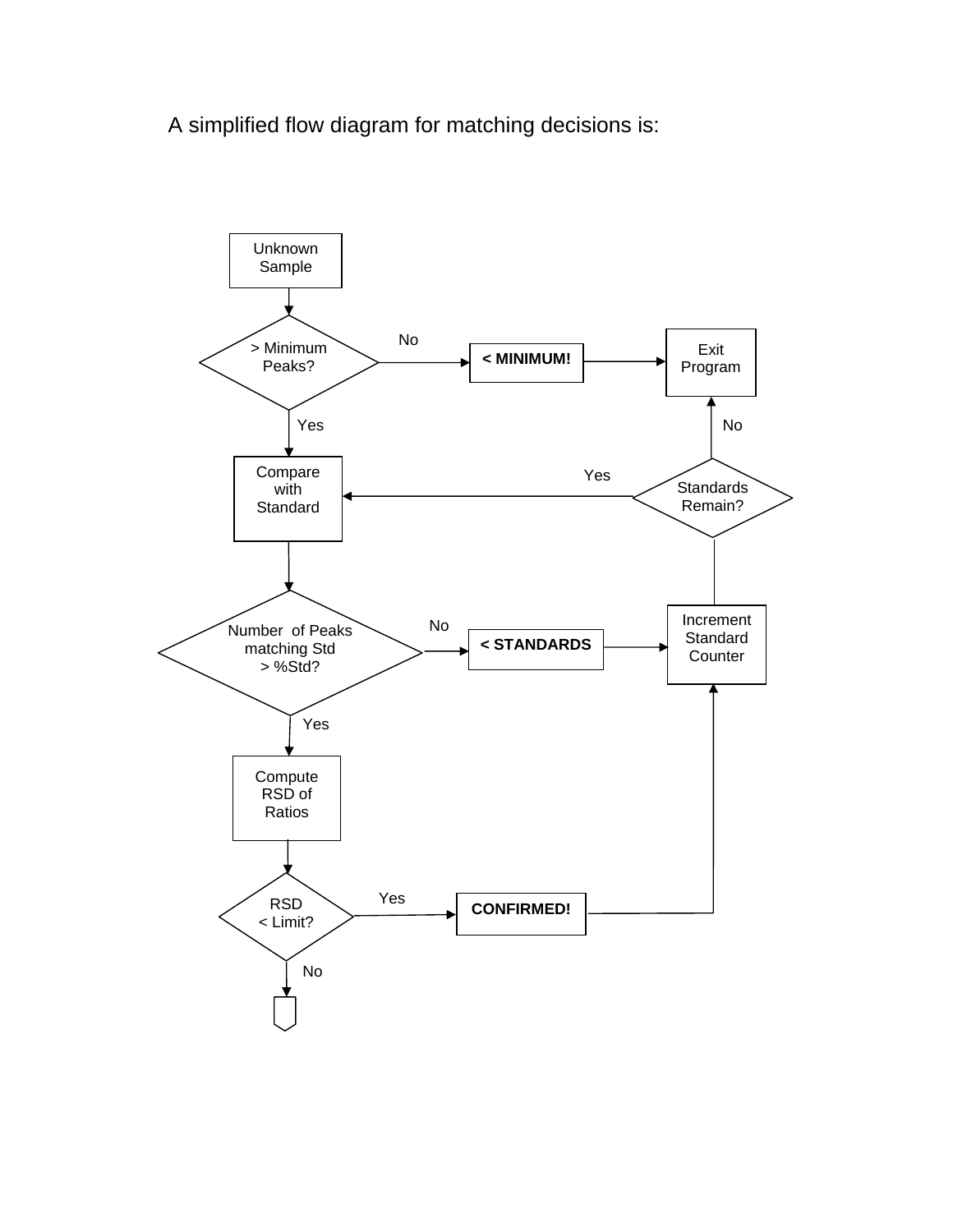A simplified flow diagram for matching decisions is:

Unknown Sample

> Minimum Peaks?

No

**< MINIMUM!**

Exit Program

Yes

No

Compare with Standard

Yes

Standards Remain?

Number of Peaks matching Std > %Std?

No

**< STANDARDS**

Increment Standard Counter

Yes

Compute RSD of Ratios

RSD < Limit?

Yes

**CONFIRMED!**

No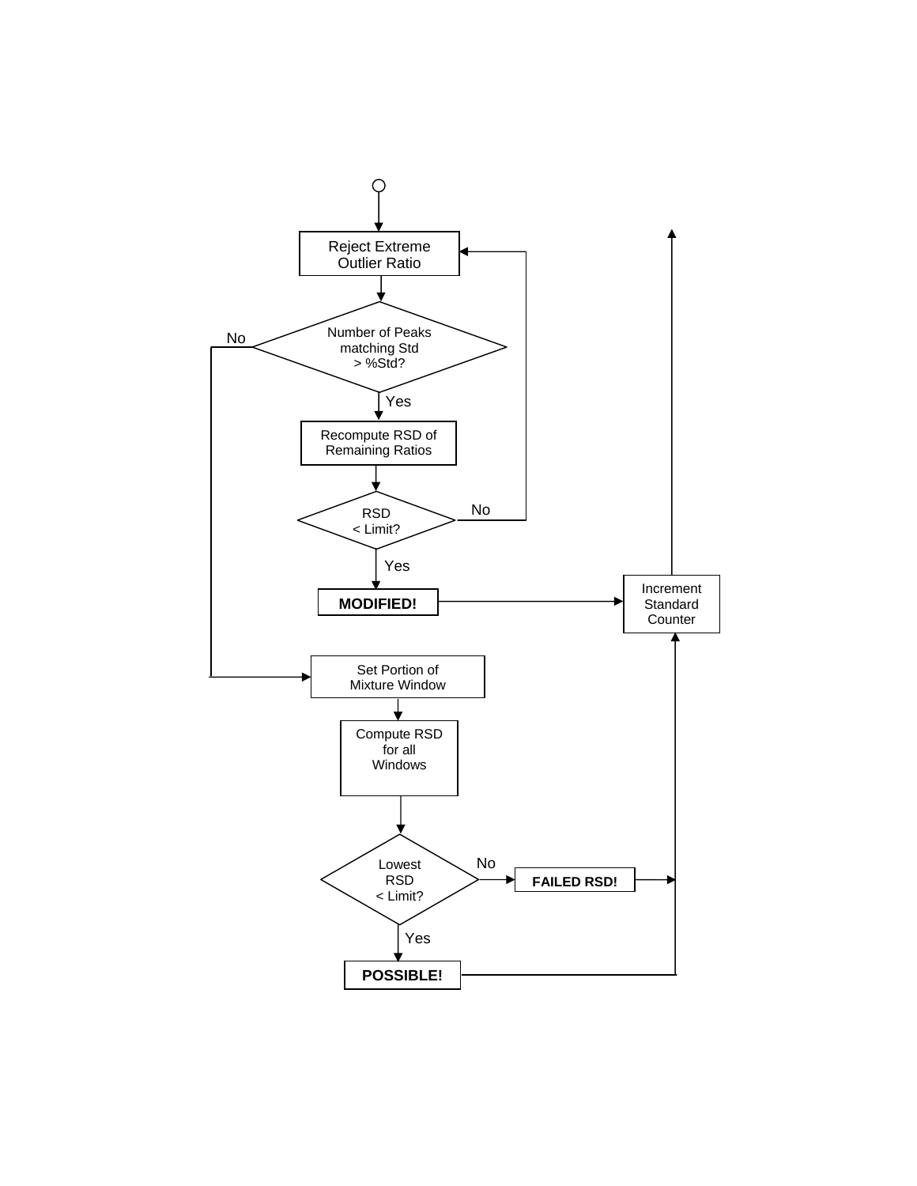Reject Extreme Outlier Ratio

Number of Peaks matching Std > %Std?

No

Yes

Recompute RSD of Remaining Ratios

RSD < Limit?

No

Yes

**MODIFIED!**

Increment Standard Counter

Set Portion of Mixture Window

Compute RSD for all Windows

Lowest RSD < Limit?

No

**FAILED RSD!**

Yes

**POSSIBLE!**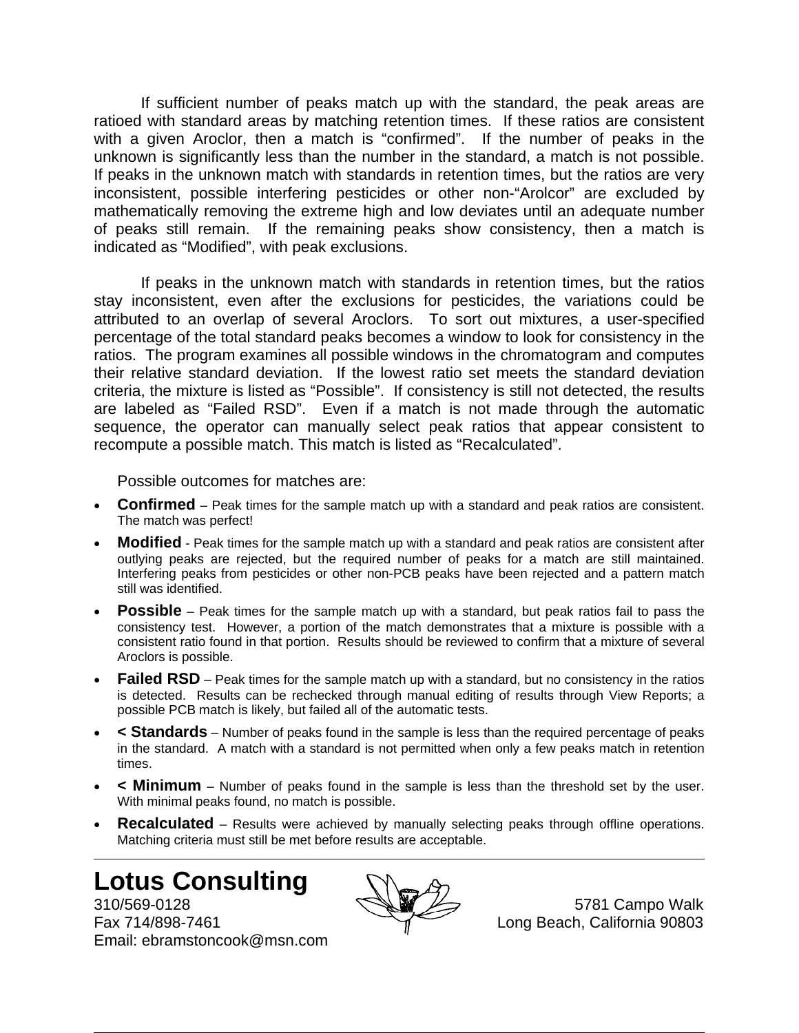If sufficient number of peaks match up with the standard, the peak areas are ratioed with standard areas by matching retention times. If these ratios are consistent with a given Aroclor, then a match is "confirmed". If the number of peaks in the unknown is significantly less than the number in the standard, a match is not possible. If peaks in the unknown match with standards in retention times, but the ratios are very inconsistent, possible interfering pesticides or other non-"Arolcor" are excluded by mathematically removing the extreme high and low deviates until an adequate number of peaks still remain. If the remaining peaks show consistency, then a match is indicated as "Modified", with peak exclusions.

If peaks in the unknown match with standards in retention times, but the ratios stay inconsistent, even after the exclusions for pesticides, the variations could be attributed to an overlap of several Aroclors. To sort out mixtures, a user-specified percentage of the total standard peaks becomes a window to look for consistency in the ratios. The program examines all possible windows in the chromatogram and computes their relative standard deviation. If the lowest ratio set meets the standard deviation criteria, the mixture is listed as "Possible". If consistency is still not detected, the results are labeled as "Failed RSD". Even if a match is not made through the automatic sequence, the operator can manually select peak ratios that appear consistent to recompute a possible match. This match is listed as "Recalculated".

Possible outcomes for matches are:

- **Confirmed** – Peak times for the sample match up with a standard and peak ratios are consistent. The match was perfect!
- **Modified** - Peak times for the sample match up with a standard and peak ratios are consistent after outlying peaks are rejected, but the required number of peaks for a match are still maintained. Interfering peaks from pesticides or other non-PCB peaks have been rejected and a pattern match still was identified.
- **Possible** – Peak times for the sample match up with a standard, but peak ratios fail to pass the consistency test. However, a portion of the match demonstrates that a mixture is possible with a consistent ratio found in that portion. Results should be reviewed to confirm that a mixture of several Aroclors is possible.
- **Failed RSD** – Peak times for the sample match up with a standard, but no consistency in the ratios is detected. Results can be rechecked through manual editing of results through View Reports; a possible PCB match is likely, but failed all of the automatic tests.
- **< Standards** – Number of peaks found in the sample is less than the required percentage of peaks in the standard. A match with a standard is not permitted when only a few peaks match in retention times.
- **< Minimum** – Number of peaks found in the sample is less than the threshold set by the user. With minimal peaks found, no match is possible.
- **Recalculated** – Results were achieved by manually selecting peaks through offline operations. Matching criteria must still be met before results are acceptable.

---

**Lotus Consulting**
310/569-0128
Fax 714/898-7461
Email: ebramstoncook@msn.com

5781 Campo Walk
Long Beach, California 90803